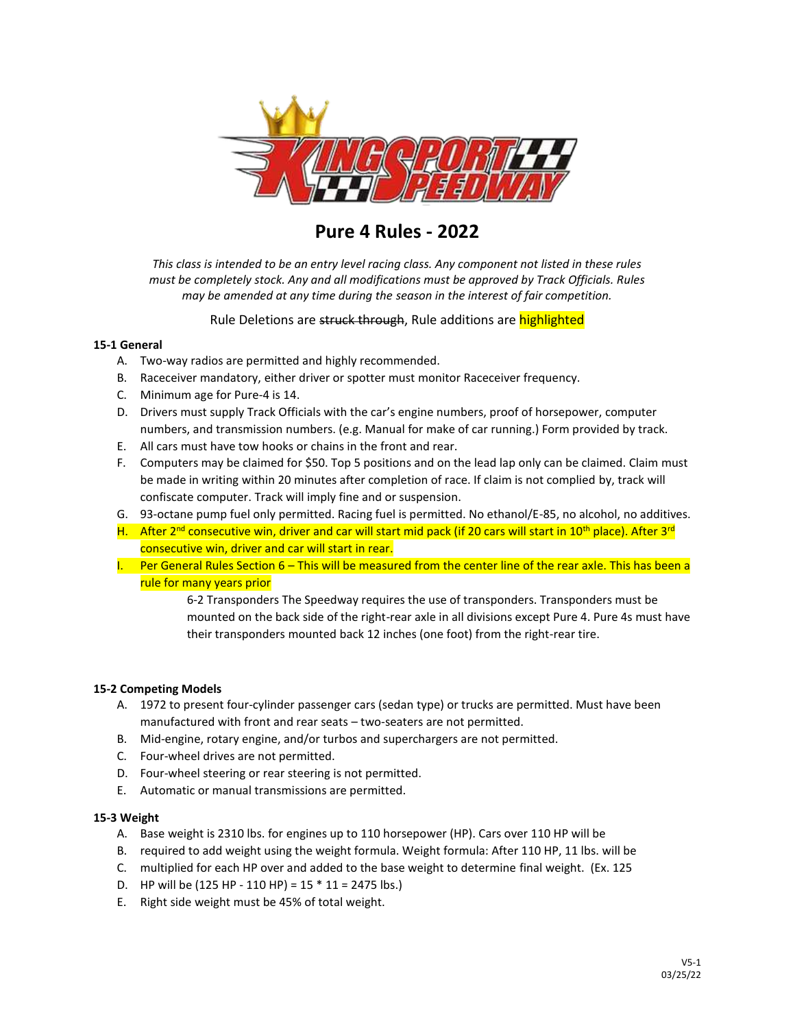# Pure 4 Rules - 2022

*This class is intended to be an entry level racing class. Any component not listed in these rules must be completely stock. Any and all modifications must be approved by Track Officials. Rules may be amended at any time during the season in the interest of fair competition.*

Rule Deletions are ~~struck through~~, Rule additions are highlighted

**15-1 General**

A. Two-way radios are permitted and highly recommended.
B. Raceceiver mandatory, either driver or spotter must monitor Raceceiver frequency.
C. Minimum age for Pure-4 is 14.
D. Drivers must supply Track Officials with the car's engine numbers, proof of horsepower, computer numbers, and transmission numbers. (e.g. Manual for make of car running.) Form provided by track.
E. All cars must have tow hooks or chains in the front and rear.
F. Computers may be claimed for $50. Top 5 positions and on the lead lap only can be claimed. Claim must be made in writing within 20 minutes after completion of race. If claim is not complied by, track will confiscate computer. Track will imply fine and or suspension.
G. 93-octane pump fuel only permitted. Racing fuel is permitted. No ethanol/E-85, no alcohol, no additives.
H. After 2nd consecutive win, driver and car will start mid pack (if 20 cars will start in 10th place). After 3rd consecutive win, driver and car will start in rear.
I. Per General Rules Section 6 – This will be measured from the center line of the rear axle. This has been a rule for many years prior

   6-2 Transponders The Speedway requires the use of transponders. Transponders must be mounted on the back side of the right-rear axle in all divisions except Pure 4. Pure 4s must have their transponders mounted back 12 inches (one foot) from the right-rear tire.

**15-2 Competing Models**

A. 1972 to present four-cylinder passenger cars (sedan type) or trucks are permitted. Must have been manufactured with front and rear seats – two-seaters are not permitted.
B. Mid-engine, rotary engine, and/or turbos and superchargers are not permitted.
C. Four-wheel drives are not permitted.
D. Four-wheel steering or rear steering is not permitted.
E. Automatic or manual transmissions are permitted.

**15-3 Weight**

A. Base weight is 2310 lbs. for engines up to 110 horsepower (HP). Cars over 110 HP will be
B. required to add weight using the weight formula. Weight formula: After 110 HP, 11 lbs. will be
C. multiplied for each HP over and added to the base weight to determine final weight. (Ex. 125
D. HP will be (125 HP - 110 HP) = 15 * 11 = 2475 lbs.)
E. Right side weight must be 45% of total weight.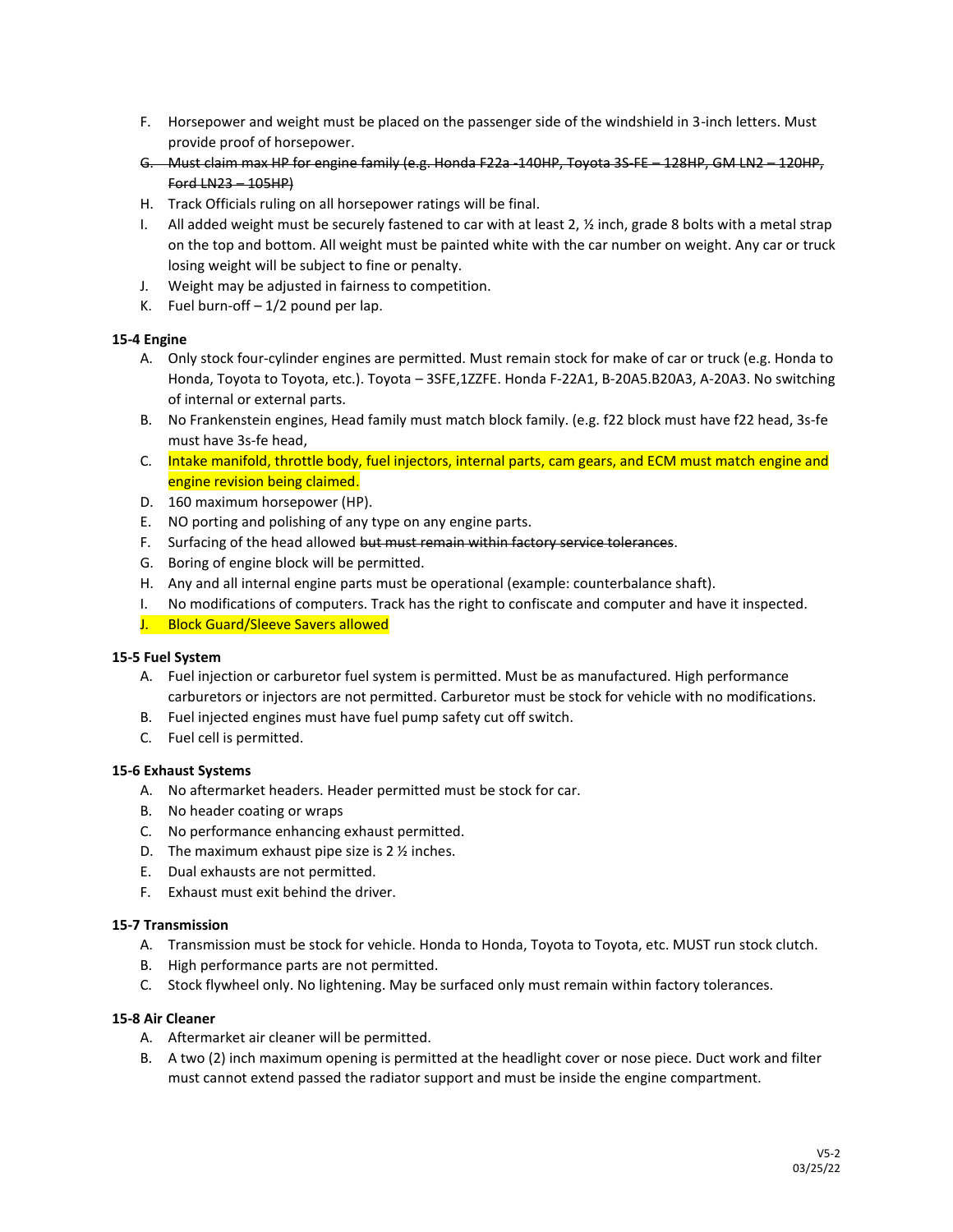F. Horsepower and weight must be placed on the passenger side of the windshield in 3-inch letters. Must provide proof of horsepower.

~~G. Must claim max HP for engine family (e.g. Honda F22a -140HP, Toyota 3S-FE – 128HP, GM LN2 – 120HP, Ford LN23 – 105HP)~~

H. Track Officials ruling on all horsepower ratings will be final.

I. All added weight must be securely fastened to car with at least 2, ½ inch, grade 8 bolts with a metal strap on the top and bottom. All weight must be painted white with the car number on weight. Any car or truck losing weight will be subject to fine or penalty.

J. Weight may be adjusted in fairness to competition.

K. Fuel burn-off – 1/2 pound per lap.

**15-4 Engine**

A. Only stock four-cylinder engines are permitted. Must remain stock for make of car or truck (e.g. Honda to Honda, Toyota to Toyota, etc.). Toyota – 3SFE,1ZZFE. Honda F-22A1, B-20A5.B20A3, A-20A3. No switching of internal or external parts.

B. No Frankenstein engines, Head family must match block family. (e.g. f22 block must have f22 head, 3s-fe must have 3s-fe head,

C. Intake manifold, throttle body, fuel injectors, internal parts, cam gears, and ECM must match engine and engine revision being claimed.

D. 160 maximum horsepower (HP).

E. NO porting and polishing of any type on any engine parts.

F. Surfacing of the head allowed ~~but must remain within factory service tolerances~~.

G. Boring of engine block will be permitted.

H. Any and all internal engine parts must be operational (example: counterbalance shaft).

I. No modifications of computers. Track has the right to confiscate and computer and have it inspected.

J. Block Guard/Sleeve Savers allowed

**15-5 Fuel System**

A. Fuel injection or carburetor fuel system is permitted. Must be as manufactured. High performance carburetors or injectors are not permitted. Carburetor must be stock for vehicle with no modifications.

B. Fuel injected engines must have fuel pump safety cut off switch.

C. Fuel cell is permitted.

**15-6 Exhaust Systems**

A. No aftermarket headers. Header permitted must be stock for car.

B. No header coating or wraps

C. No performance enhancing exhaust permitted.

D. The maximum exhaust pipe size is 2 ½ inches.

E. Dual exhausts are not permitted.

F. Exhaust must exit behind the driver.

**15-7 Transmission**

A. Transmission must be stock for vehicle. Honda to Honda, Toyota to Toyota, etc. MUST run stock clutch.

B. High performance parts are not permitted.

C. Stock flywheel only. No lightening. May be surfaced only must remain within factory tolerances.

**15-8 Air Cleaner**

A. Aftermarket air cleaner will be permitted.

B. A two (2) inch maximum opening is permitted at the headlight cover or nose piece. Duct work and filter must cannot extend passed the radiator support and must be inside the engine compartment.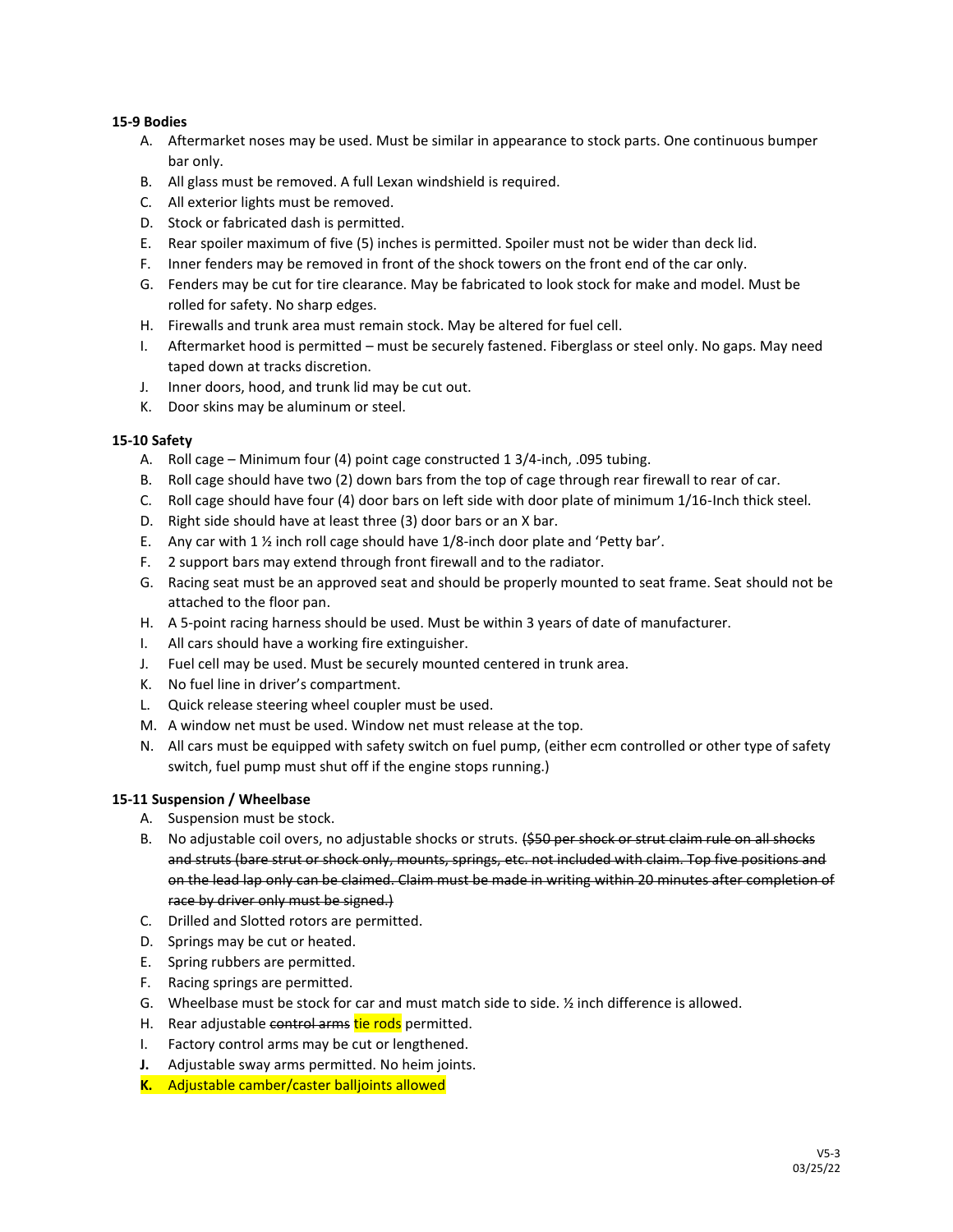**15-9 Bodies**

A. Aftermarket noses may be used. Must be similar in appearance to stock parts. One continuous bumper bar only.
B. All glass must be removed. A full Lexan windshield is required.
C. All exterior lights must be removed.
D. Stock or fabricated dash is permitted.
E. Rear spoiler maximum of five (5) inches is permitted. Spoiler must not be wider than deck lid.
F. Inner fenders may be removed in front of the shock towers on the front end of the car only.
G. Fenders may be cut for tire clearance. May be fabricated to look stock for make and model. Must be rolled for safety. No sharp edges.
H. Firewalls and trunk area must remain stock. May be altered for fuel cell.
I. Aftermarket hood is permitted – must be securely fastened. Fiberglass or steel only. No gaps. May need taped down at tracks discretion.
J. Inner doors, hood, and trunk lid may be cut out.
K. Door skins may be aluminum or steel.

**15-10 Safety**

A. Roll cage – Minimum four (4) point cage constructed 1 3/4-inch, .095 tubing.
B. Roll cage should have two (2) down bars from the top of cage through rear firewall to rear of car.
C. Roll cage should have four (4) door bars on left side with door plate of minimum 1/16-Inch thick steel.
D. Right side should have at least three (3) door bars or an X bar.
E. Any car with 1 ½ inch roll cage should have 1/8-inch door plate and 'Petty bar'.
F. 2 support bars may extend through front firewall and to the radiator.
G. Racing seat must be an approved seat and should be properly mounted to seat frame. Seat should not be attached to the floor pan.
H. A 5-point racing harness should be used. Must be within 3 years of date of manufacturer.
I. All cars should have a working fire extinguisher.
J. Fuel cell may be used. Must be securely mounted centered in trunk area.
K. No fuel line in driver's compartment.
L. Quick release steering wheel coupler must be used.
M. A window net must be used. Window net must release at the top.
N. All cars must be equipped with safety switch on fuel pump, (either ecm controlled or other type of safety switch, fuel pump must shut off if the engine stops running.)

**15-11 Suspension / Wheelbase**

A. Suspension must be stock.
B. No adjustable coil overs, no adjustable shocks or struts. ~~($50 per shock or strut claim rule on all shocks and struts (bare strut or shock only, mounts, springs, etc. not included with claim. Top five positions and on the lead lap only can be claimed. Claim must be made in writing within 20 minutes after completion of race by driver only must be signed.)~~
C. Drilled and Slotted rotors are permitted.
D. Springs may be cut or heated.
E. Spring rubbers are permitted.
F. Racing springs are permitted.
G. Wheelbase must be stock for car and must match side to side. ½ inch difference is allowed.
H. Rear adjustable ~~control arms~~ tie rods permitted.
I. Factory control arms may be cut or lengthened.
**J.** Adjustable sway arms permitted. No heim joints.
**K.** Adjustable camber/caster balljoints allowed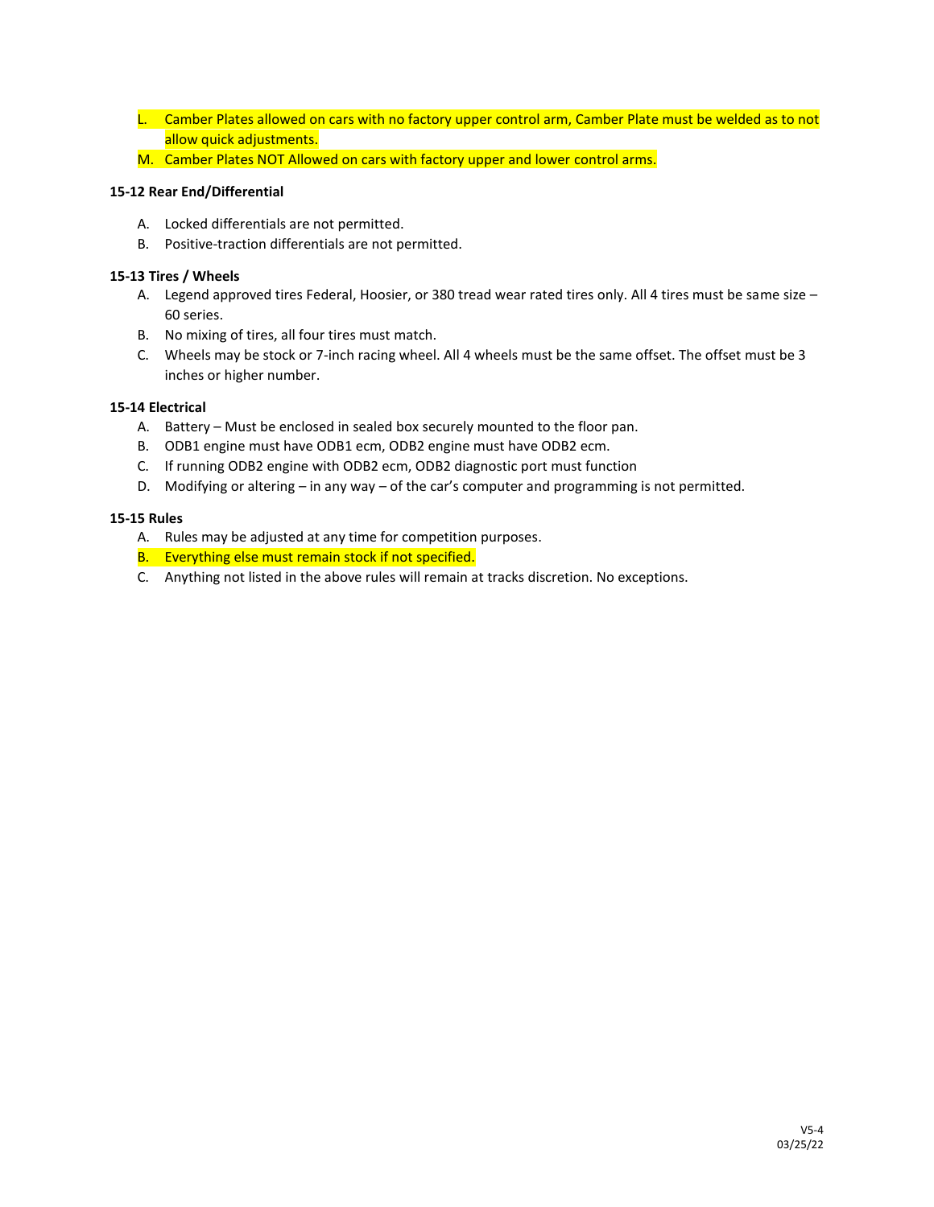L. Camber Plates allowed on cars with no factory upper control arm, Camber Plate must be welded as to not allow quick adjustments.
M. Camber Plates NOT Allowed on cars with factory upper and lower control arms.

**15-12 Rear End/Differential**

A. Locked differentials are not permitted.
B. Positive-traction differentials are not permitted.

**15-13 Tires / Wheels**

A. Legend approved tires Federal, Hoosier, or 380 tread wear rated tires only. All 4 tires must be same size – 60 series.
B. No mixing of tires, all four tires must match.
C. Wheels may be stock or 7-inch racing wheel. All 4 wheels must be the same offset. The offset must be 3 inches or higher number.

**15-14 Electrical**

A. Battery – Must be enclosed in sealed box securely mounted to the floor pan.
B. ODB1 engine must have ODB1 ecm, ODB2 engine must have ODB2 ecm.
C. If running ODB2 engine with ODB2 ecm, ODB2 diagnostic port must function
D. Modifying or altering – in any way – of the car's computer and programming is not permitted.

**15-15 Rules**

A. Rules may be adjusted at any time for competition purposes.
B. Everything else must remain stock if not specified.
C. Anything not listed in the above rules will remain at tracks discretion. No exceptions.

V5-4
03/25/22